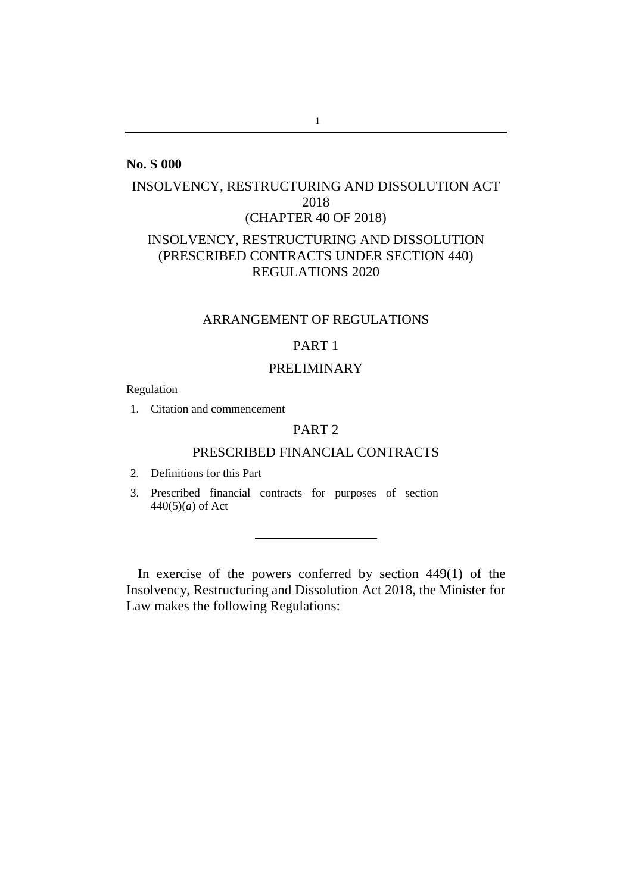**No. S 000**

# INSOLVENCY, RESTRUCTURING AND DISSOLUTION ACT 2018 (CHAPTER 40 OF 2018)

# INSOLVENCY, RESTRUCTURING AND DISSOLUTION (PRESCRIBED CONTRACTS UNDER SECTION 440) REGULATIONS 2020

## ARRANGEMENT OF REGULATIONS

### PART 1

### PRELIMINARY

Regulation

1. Citation and commencement

### PART 2

### PRESCRIBED FINANCIAL CONTRACTS

2. Definitions for this Part
3. Prescribed financial contracts for purposes of section 440(5)(*a*) of Act

---

In exercise of the powers conferred by section 449(1) of the Insolvency, Restructuring and Dissolution Act 2018, the Minister for Law makes the following Regulations: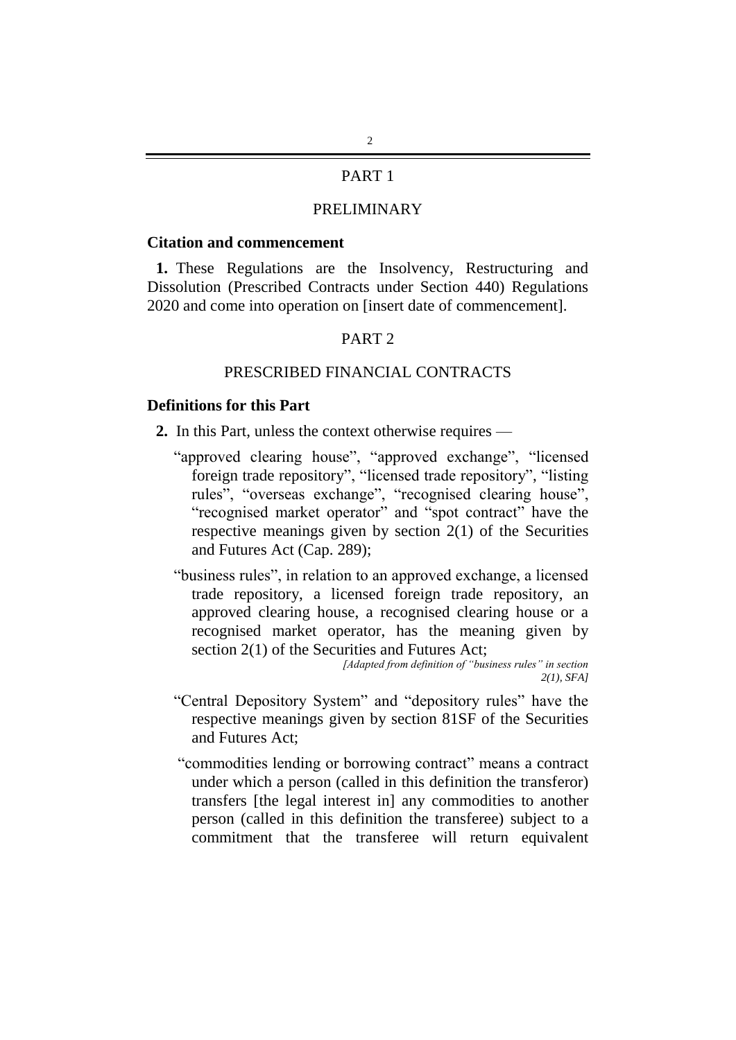## PART 1

## PRELIMINARY

**Citation and commencement**

**1.** These Regulations are the Insolvency, Restructuring and Dissolution (Prescribed Contracts under Section 440) Regulations 2020 and come into operation on [insert date of commencement].

## PART 2

## PRESCRIBED FINANCIAL CONTRACTS

**Definitions for this Part**

**2.** In this Part, unless the context otherwise requires —

"approved clearing house", "approved exchange", "licensed foreign trade repository", "licensed trade repository", "listing rules", "overseas exchange", "recognised clearing house", "recognised market operator" and "spot contract" have the respective meanings given by section 2(1) of the Securities and Futures Act (Cap. 289);

"business rules", in relation to an approved exchange, a licensed trade repository, a licensed foreign trade repository, an approved clearing house, a recognised clearing house or a recognised market operator, has the meaning given by section 2(1) of the Securities and Futures Act;

*[Adapted from definition of "business rules" in section 2(1), SFA]*

"Central Depository System" and "depository rules" have the respective meanings given by section 81SF of the Securities and Futures Act;

"commodities lending or borrowing contract" means a contract under which a person (called in this definition the transferor) transfers [the legal interest in] any commodities to another person (called in this definition the transferee) subject to a commitment that the transferee will return equivalent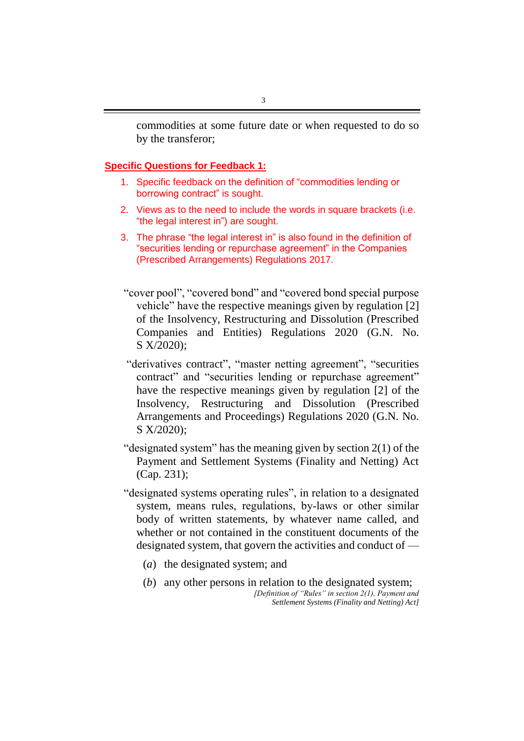commodities at some future date or when requested to do so by the transferor;

**Specific Questions for Feedback 1:**

1. Specific feedback on the definition of "commodities lending or borrowing contract" is sought.
2. Views as to the need to include the words in square brackets (i.e. "the legal interest in") are sought.
3. The phrase "the legal interest in" is also found in the definition of "securities lending or repurchase agreement" in the Companies (Prescribed Arrangements) Regulations 2017.

"cover pool", "covered bond" and "covered bond special purpose vehicle" have the respective meanings given by regulation [2] of the Insolvency, Restructuring and Dissolution (Prescribed Companies and Entities) Regulations 2020 (G.N. No. S X/2020);

"derivatives contract", "master netting agreement", "securities contract" and "securities lending or repurchase agreement" have the respective meanings given by regulation [2] of the Insolvency, Restructuring and Dissolution (Prescribed Arrangements and Proceedings) Regulations 2020 (G.N. No. S X/2020);

"designated system" has the meaning given by section 2(1) of the Payment and Settlement Systems (Finality and Netting) Act (Cap. 231);

"designated systems operating rules", in relation to a designated system, means rules, regulations, by-laws or other similar body of written statements, by whatever name called, and whether or not contained in the constituent documents of the designated system, that govern the activities and conduct of —

(*a*) the designated system; and

(*b*) any other persons in relation to the designated system;

*[Definition of "Rules" in section 2(1), Payment and Settlement Systems (Finality and Netting) Act]*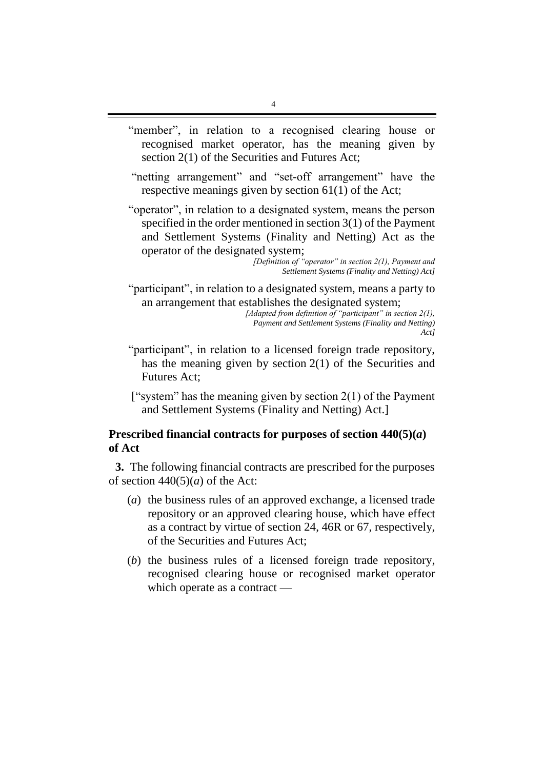"member", in relation to a recognised clearing house or recognised market operator, has the meaning given by section 2(1) of the Securities and Futures Act;

"netting arrangement" and "set-off arrangement" have the respective meanings given by section 61(1) of the Act;

"operator", in relation to a designated system, means the person specified in the order mentioned in section 3(1) of the Payment and Settlement Systems (Finality and Netting) Act as the operator of the designated system;

*[Definition of "operator" in section 2(1), Payment and Settlement Systems (Finality and Netting) Act]*

"participant", in relation to a designated system, means a party to an arrangement that establishes the designated system;

*[Adapted from definition of "participant" in section 2(1), Payment and Settlement Systems (Finality and Netting) Act]*

"participant", in relation to a licensed foreign trade repository, has the meaning given by section 2(1) of the Securities and Futures Act;

["system" has the meaning given by section 2(1) of the Payment and Settlement Systems (Finality and Netting) Act.]

**Prescribed financial contracts for purposes of section 440(5)(*a*) of Act**

**3.** The following financial contracts are prescribed for the purposes of section 440(5)(*a*) of the Act:

(*a*) the business rules of an approved exchange, a licensed trade repository or an approved clearing house, which have effect as a contract by virtue of section 24, 46R or 67, respectively, of the Securities and Futures Act;

(*b*) the business rules of a licensed foreign trade repository, recognised clearing house or recognised market operator which operate as a contract —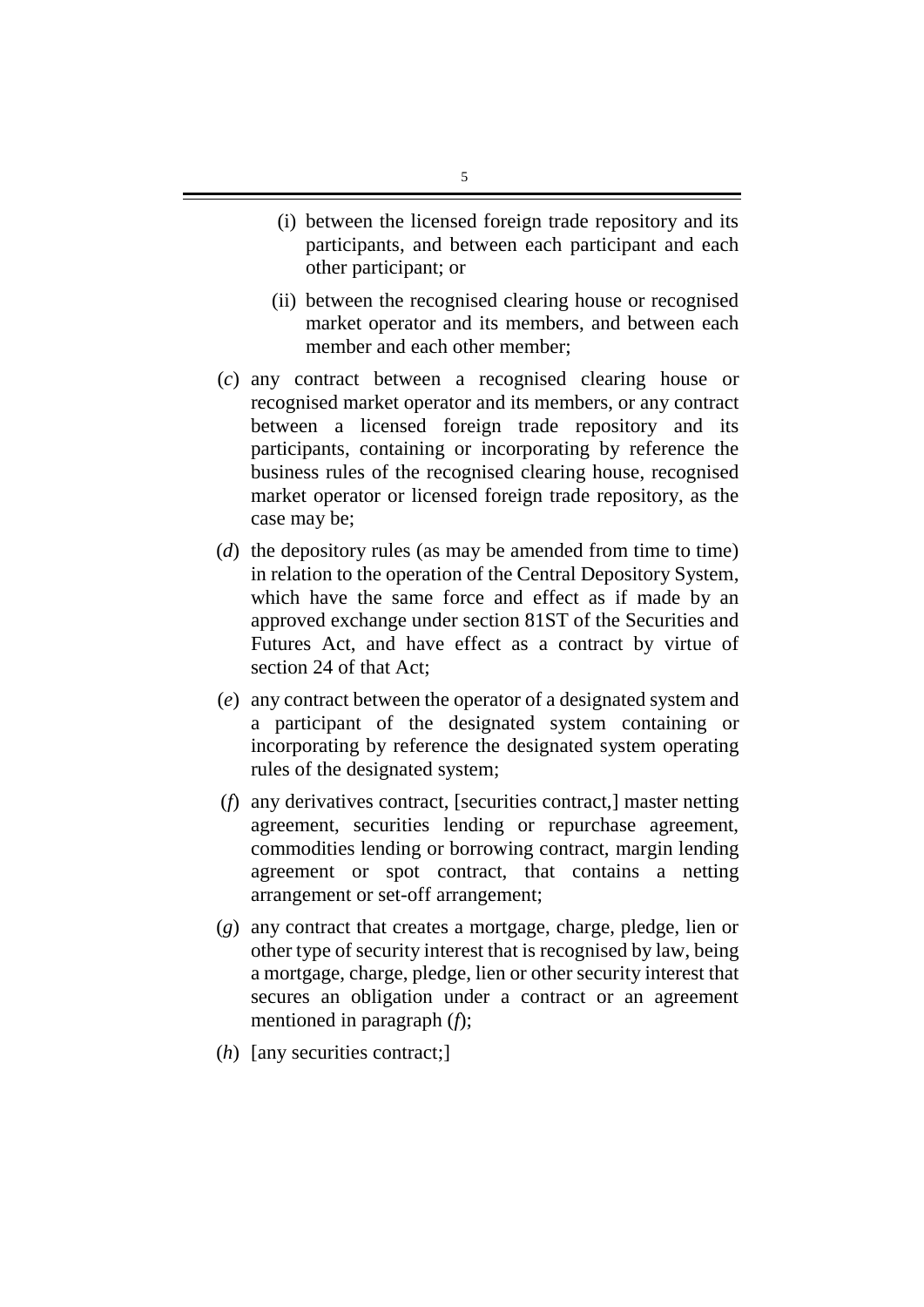(i) between the licensed foreign trade repository and its participants, and between each participant and each other participant; or

(ii) between the recognised clearing house or recognised market operator and its members, and between each member and each other member;

(*c*) any contract between a recognised clearing house or recognised market operator and its members, or any contract between a licensed foreign trade repository and its participants, containing or incorporating by reference the business rules of the recognised clearing house, recognised market operator or licensed foreign trade repository, as the case may be;

(*d*) the depository rules (as may be amended from time to time) in relation to the operation of the Central Depository System, which have the same force and effect as if made by an approved exchange under section 81ST of the Securities and Futures Act, and have effect as a contract by virtue of section 24 of that Act;

(*e*) any contract between the operator of a designated system and a participant of the designated system containing or incorporating by reference the designated system operating rules of the designated system;

(*f*) any derivatives contract, [securities contract,] master netting agreement, securities lending or repurchase agreement, commodities lending or borrowing contract, margin lending agreement or spot contract, that contains a netting arrangement or set-off arrangement;

(*g*) any contract that creates a mortgage, charge, pledge, lien or other type of security interest that is recognised by law, being a mortgage, charge, pledge, lien or other security interest that secures an obligation under a contract or an agreement mentioned in paragraph (*f*);

(*h*) [any securities contract;]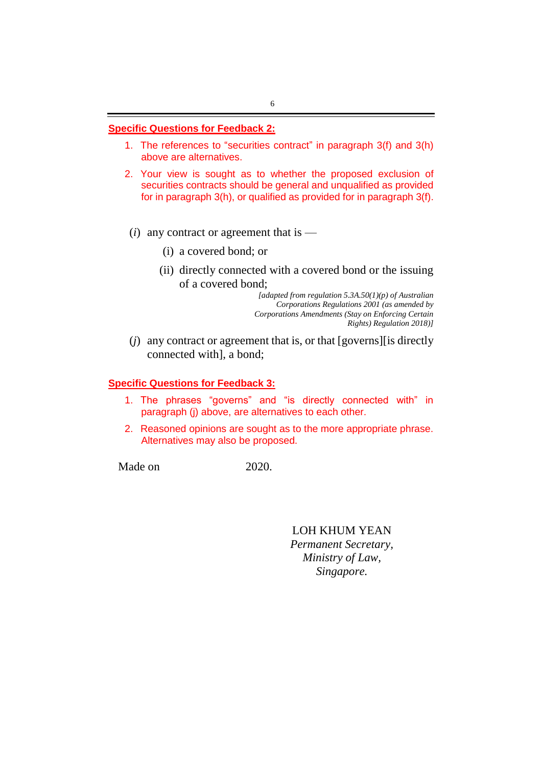**Specific Questions for Feedback 2:**

1. The references to "securities contract" in paragraph 3(f) and 3(h) above are alternatives.
2. Your view is sought as to whether the proposed exclusion of securities contracts should be general and unqualified as provided for in paragraph 3(h), or qualified as provided for in paragraph 3(f).

(*i*) any contract or agreement that is —

(i) a covered bond; or

(ii) directly connected with a covered bond or the issuing of a covered bond;

*[adapted from regulation 5.3A.50(1)(p) of Australian Corporations Regulations 2001 (as amended by Corporations Amendments (Stay on Enforcing Certain Rights) Regulation 2018)]*

(*j*) any contract or agreement that is, or that [governs][is directly connected with], a bond;

**Specific Questions for Feedback 3:**

1. The phrases "governs" and "is directly connected with" in paragraph (j) above, are alternatives to each other.
2. Reasoned opinions are sought as to the more appropriate phrase. Alternatives may also be proposed.

Made on 2020.

LOH KHUM YEAN
*Permanent Secretary,*
*Ministry of Law,*
*Singapore.*